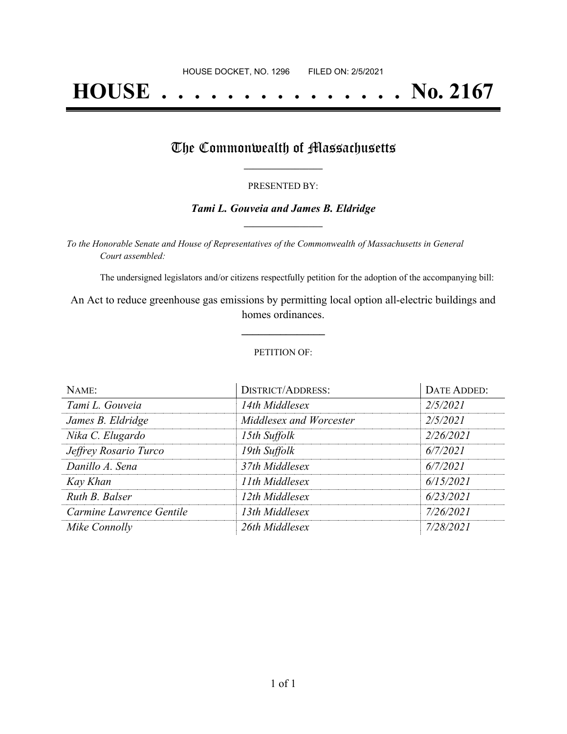HOUSE DOCKET, NO. 1296 FILED ON: 2/5/2021

# HOUSE . . . . . . . . . . . . . . . No. 2167

## The Commonwealth of Massachusetts

PRESENTED BY:

***Tami L. Gouveia and James B. Eldridge***

*To the Honorable Senate and House of Representatives of the Commonwealth of Massachusetts in General Court assembled:*

The undersigned legislators and/or citizens respectfully petition for the adoption of the accompanying bill:

An Act to reduce greenhouse gas emissions by permitting local option all-electric buildings and homes ordinances.

PETITION OF:

| NAME: | DISTRICT/ADDRESS: | DATE ADDED: |
|---|---|---|
| *Tami L. Gouveia* | *14th Middlesex* | *2/5/2021* |
| *James B. Eldridge* | *Middlesex and Worcester* | *2/5/2021* |
| *Nika C. Elugardo* | *15th Suffolk* | *2/26/2021* |
| *Jeffrey Rosario Turco* | *19th Suffolk* | *6/7/2021* |
| *Danillo A. Sena* | *37th Middlesex* | *6/7/2021* |
| *Kay Khan* | *11th Middlesex* | *6/15/2021* |
| *Ruth B. Balser* | *12th Middlesex* | *6/23/2021* |
| *Carmine Lawrence Gentile* | *13th Middlesex* | *7/26/2021* |
| *Mike Connolly* | *26th Middlesex* | *7/28/2021* |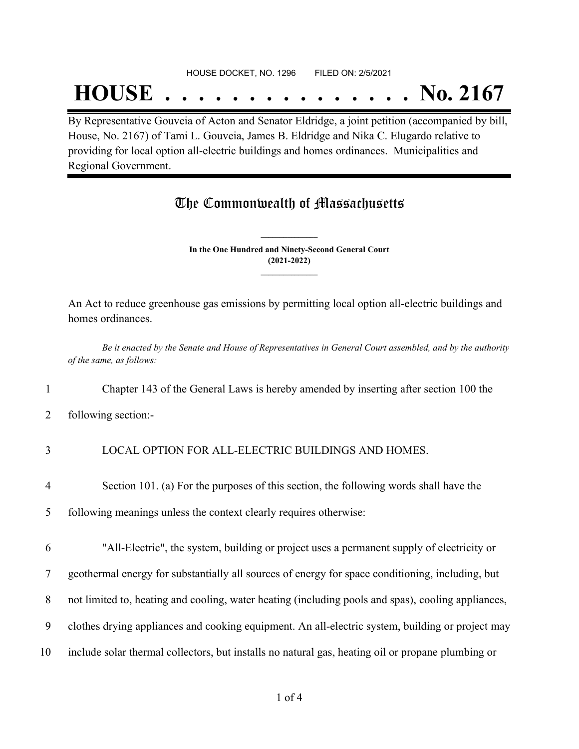HOUSE DOCKET, NO. 1296        FILED ON: 2/5/2021

# HOUSE . . . . . . . . . . . . . . . No. 2167

By Representative Gouveia of Acton and Senator Eldridge, a joint petition (accompanied by bill, House, No. 2167) of Tami L. Gouveia, James B. Eldridge and Nika C. Elugardo relative to providing for local option all-electric buildings and homes ordinances. Municipalities and Regional Government.

## The Commonwealth of Massachusetts

**In the One Hundred and Ninety-Second General Court**
**(2021-2022)**

An Act to reduce greenhouse gas emissions by permitting local option all-electric buildings and homes ordinances.

*Be it enacted by the Senate and House of Representatives in General Court assembled, and by the authority of the same, as follows:*

1 Chapter 143 of the General Laws is hereby amended by inserting after section 100 the
2 following section:-

3 LOCAL OPTION FOR ALL-ELECTRIC BUILDINGS AND HOMES.

4 Section 101. (a) For the purposes of this section, the following words shall have the
5 following meanings unless the context clearly requires otherwise:

6 "All-Electric", the system, building or project uses a permanent supply of electricity or
7 geothermal energy for substantially all sources of energy for space conditioning, including, but
8 not limited to, heating and cooling, water heating (including pools and spas), cooling appliances,
9 clothes drying appliances and cooking equipment. An all-electric system, building or project may
10 include solar thermal collectors, but installs no natural gas, heating oil or propane plumbing or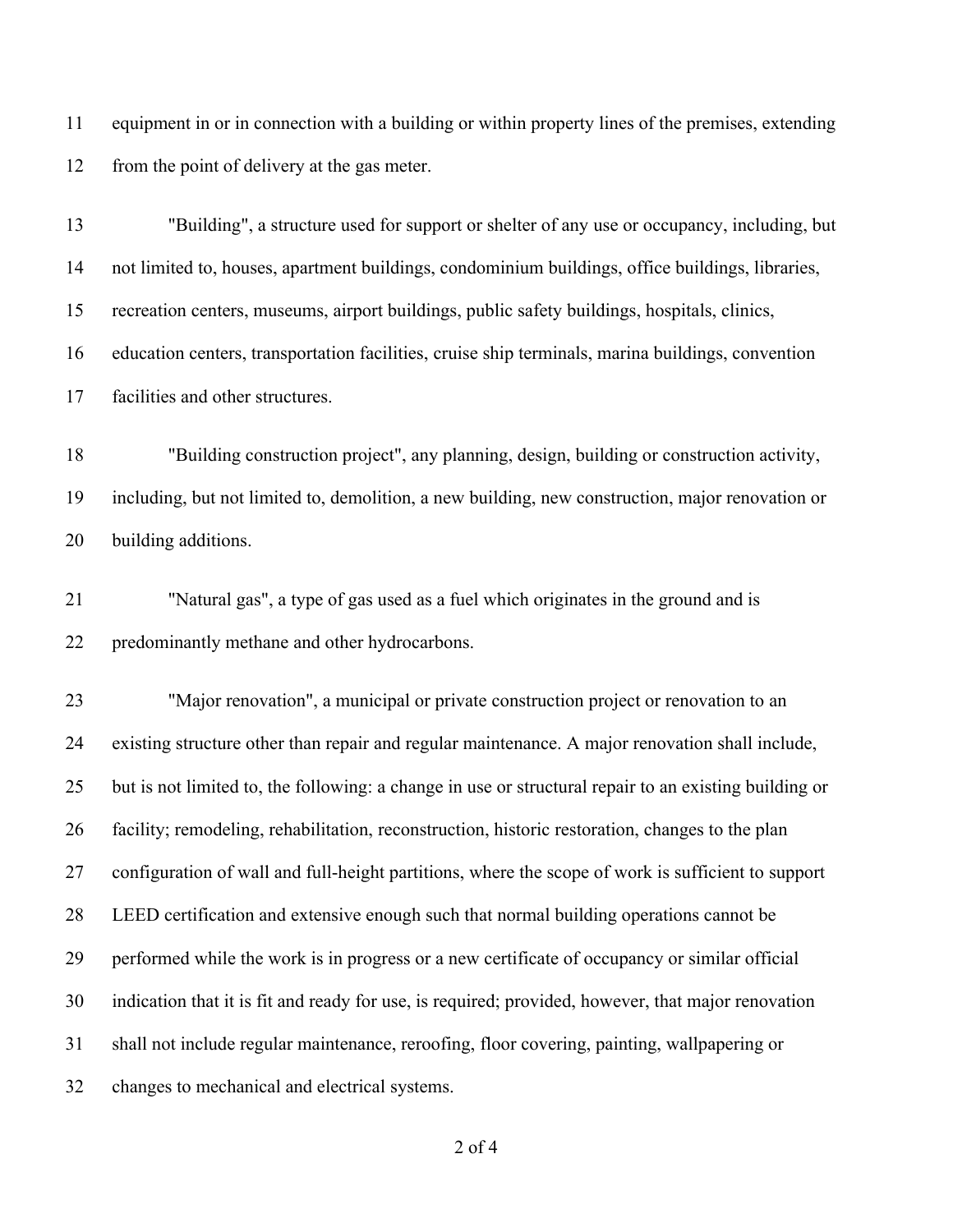equipment in or in connection with a building or within property lines of the premises, extending from the point of delivery at the gas meter.

"Building", a structure used for support or shelter of any use or occupancy, including, but not limited to, houses, apartment buildings, condominium buildings, office buildings, libraries, recreation centers, museums, airport buildings, public safety buildings, hospitals, clinics, education centers, transportation facilities, cruise ship terminals, marina buildings, convention facilities and other structures.

"Building construction project", any planning, design, building or construction activity, including, but not limited to, demolition, a new building, new construction, major renovation or building additions.

"Natural gas", a type of gas used as a fuel which originates in the ground and is predominantly methane and other hydrocarbons.

"Major renovation", a municipal or private construction project or renovation to an existing structure other than repair and regular maintenance. A major renovation shall include, but is not limited to, the following: a change in use or structural repair to an existing building or facility; remodeling, rehabilitation, reconstruction, historic restoration, changes to the plan configuration of wall and full-height partitions, where the scope of work is sufficient to support LEED certification and extensive enough such that normal building operations cannot be performed while the work is in progress or a new certificate of occupancy or similar official indication that it is fit and ready for use, is required; provided, however, that major renovation shall not include regular maintenance, reroofing, floor covering, painting, wallpapering or changes to mechanical and electrical systems.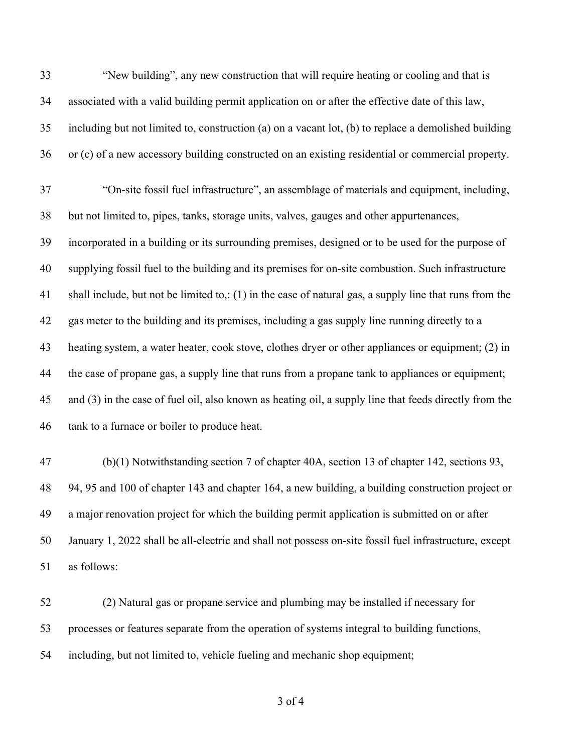"New building", any new construction that will require heating or cooling and that is associated with a valid building permit application on or after the effective date of this law, including but not limited to, construction (a) on a vacant lot, (b) to replace a demolished building or (c) of a new accessory building constructed on an existing residential or commercial property.

"On-site fossil fuel infrastructure", an assemblage of materials and equipment, including, but not limited to, pipes, tanks, storage units, valves, gauges and other appurtenances, incorporated in a building or its surrounding premises, designed or to be used for the purpose of supplying fossil fuel to the building and its premises for on-site combustion. Such infrastructure shall include, but not be limited to,: (1) in the case of natural gas, a supply line that runs from the gas meter to the building and its premises, including a gas supply line running directly to a heating system, a water heater, cook stove, clothes dryer or other appliances or equipment; (2) in the case of propane gas, a supply line that runs from a propane tank to appliances or equipment; and (3) in the case of fuel oil, also known as heating oil, a supply line that feeds directly from the tank to a furnace or boiler to produce heat.

(b)(1) Notwithstanding section 7 of chapter 40A, section 13 of chapter 142, sections 93, 94, 95 and 100 of chapter 143 and chapter 164, a new building, a building construction project or a major renovation project for which the building permit application is submitted on or after January 1, 2022 shall be all-electric and shall not possess on-site fossil fuel infrastructure, except as follows:

(2) Natural gas or propane service and plumbing may be installed if necessary for processes or features separate from the operation of systems integral to building functions, including, but not limited to, vehicle fueling and mechanic shop equipment;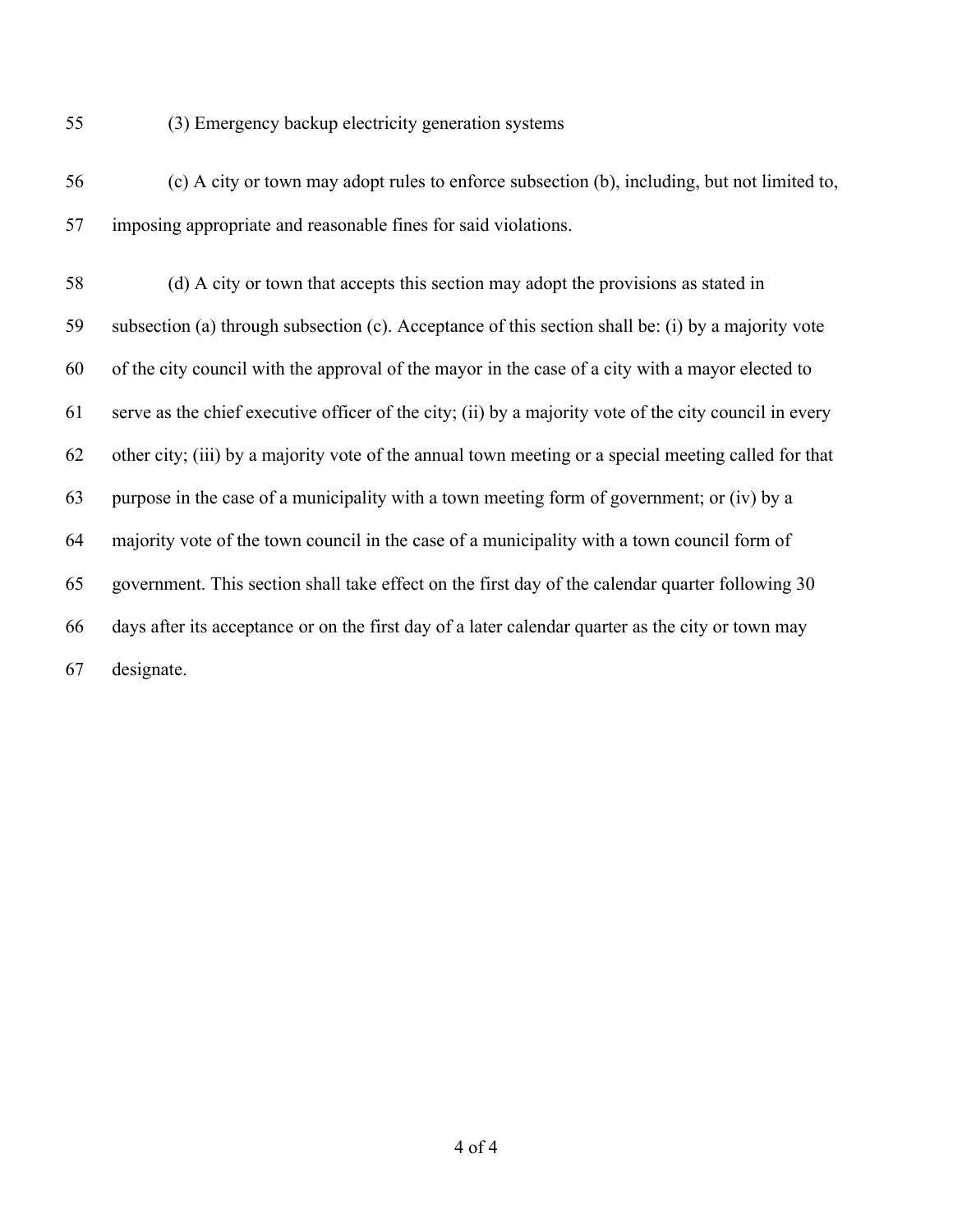(3) Emergency backup electricity generation systems

(c) A city or town may adopt rules to enforce subsection (b), including, but not limited to, imposing appropriate and reasonable fines for said violations.

(d) A city or town that accepts this section may adopt the provisions as stated in subsection (a) through subsection (c). Acceptance of this section shall be: (i) by a majority vote of the city council with the approval of the mayor in the case of a city with a mayor elected to serve as the chief executive officer of the city; (ii) by a majority vote of the city council in every other city; (iii) by a majority vote of the annual town meeting or a special meeting called for that purpose in the case of a municipality with a town meeting form of government; or (iv) by a majority vote of the town council in the case of a municipality with a town council form of government. This section shall take effect on the first day of the calendar quarter following 30 days after its acceptance or on the first day of a later calendar quarter as the city or town may designate.